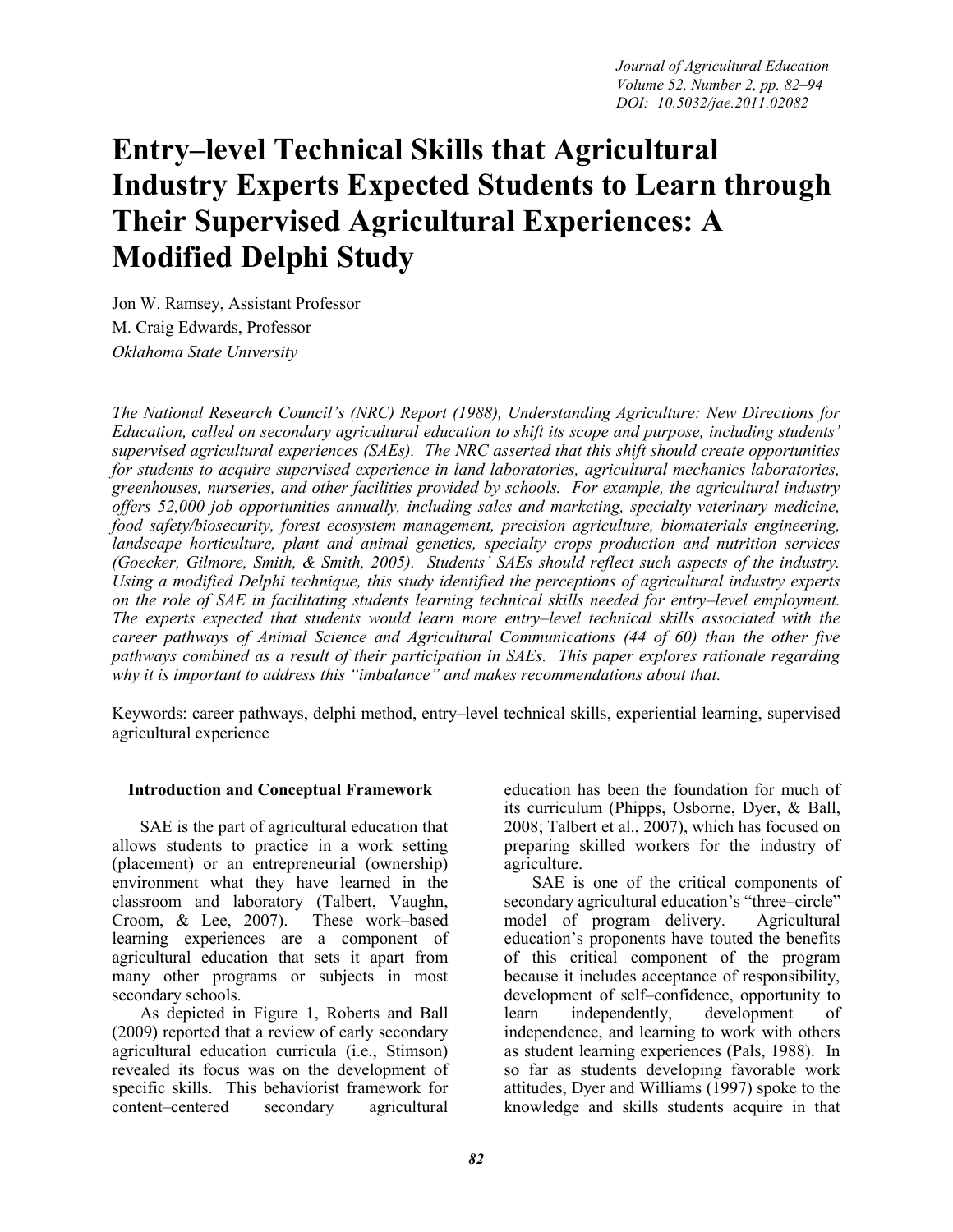# Entry–level Technical Skills that Agricultural Industry Experts Expected Students to Learn through Their Supervised Agricultural Experiences: A Modified Delphi Study

Jon W. Ramsey, Assistant Professor
M. Craig Edwards, Professor
*Oklahoma State University*

*The National Research Council's (NRC) Report (1988), Understanding Agriculture: New Directions for Education, called on secondary agricultural education to shift its scope and purpose, including students' supervised agricultural experiences (SAEs). The NRC asserted that this shift should create opportunities for students to acquire supervised experience in land laboratories, agricultural mechanics laboratories, greenhouses, nurseries, and other facilities provided by schools. For example, the agricultural industry offers 52,000 job opportunities annually, including sales and marketing, specialty veterinary medicine, food safety/biosecurity, forest ecosystem management, precision agriculture, biomaterials engineering, landscape horticulture, plant and animal genetics, specialty crops production and nutrition services (Goecker, Gilmore, Smith, & Smith, 2005). Students' SAEs should reflect such aspects of the industry. Using a modified Delphi technique, this study identified the perceptions of agricultural industry experts on the role of SAE in facilitating students learning technical skills needed for entry–level employment. The experts expected that students would learn more entry–level technical skills associated with the career pathways of Animal Science and Agricultural Communications (44 of 60) than the other five pathways combined as a result of their participation in SAEs. This paper explores rationale regarding why it is important to address this "imbalance" and makes recommendations about that.*

Keywords: career pathways, delphi method, entry–level technical skills, experiential learning, supervised agricultural experience

## Introduction and Conceptual Framework

SAE is the part of agricultural education that allows students to practice in a work setting (placement) or an entrepreneurial (ownership) environment what they have learned in the classroom and laboratory (Talbert, Vaughn, Croom, & Lee, 2007). These work–based learning experiences are a component of agricultural education that sets it apart from many other programs or subjects in most secondary schools.

As depicted in Figure 1, Roberts and Ball (2009) reported that a review of early secondary agricultural education curricula (i.e., Stimson) revealed its focus was on the development of specific skills. This behaviorist framework for content–centered secondary agricultural education has been the foundation for much of its curriculum (Phipps, Osborne, Dyer, & Ball, 2008; Talbert et al., 2007), which has focused on preparing skilled workers for the industry of agriculture.

SAE is one of the critical components of secondary agricultural education's "three–circle" model of program delivery. Agricultural education's proponents have touted the benefits of this critical component of the program because it includes acceptance of responsibility, development of self–confidence, opportunity to learn independently, development of independence, and learning to work with others as student learning experiences (Pals, 1988). In so far as students developing favorable work attitudes, Dyer and Williams (1997) spoke to the knowledge and skills students acquire in that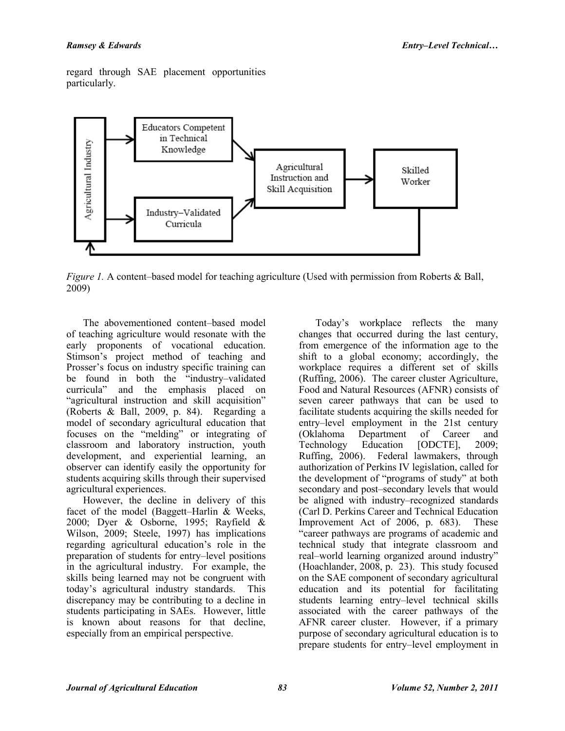regard through SAE placement opportunities particularly.

*Figure 1.* A content–based model for teaching agriculture (Used with permission from Roberts & Ball, 2009)

The abovementioned content–based model of teaching agriculture would resonate with the early proponents of vocational education. Stimson's project method of teaching and Prosser's focus on industry specific training can be found in both the "industry–validated curricula" and the emphasis placed on "agricultural instruction and skill acquisition" (Roberts & Ball, 2009, p. 84). Regarding a model of secondary agricultural education that focuses on the "melding" or integrating of classroom and laboratory instruction, youth development, and experiential learning, an observer can identify easily the opportunity for students acquiring skills through their supervised agricultural experiences.

However, the decline in delivery of this facet of the model (Baggett–Harlin & Weeks, 2000; Dyer & Osborne, 1995; Rayfield & Wilson, 2009; Steele, 1997) has implications regarding agricultural education's role in the preparation of students for entry–level positions in the agricultural industry. For example, the skills being learned may not be congruent with today's agricultural industry standards. This discrepancy may be contributing to a decline in students participating in SAEs. However, little is known about reasons for that decline, especially from an empirical perspective.

Today's workplace reflects the many changes that occurred during the last century, from emergence of the information age to the shift to a global economy; accordingly, the workplace requires a different set of skills (Ruffing, 2006). The career cluster Agriculture, Food and Natural Resources (AFNR) consists of seven career pathways that can be used to facilitate students acquiring the skills needed for entry–level employment in the 21st century (Oklahoma Department of Career and Technology Education [ODCTE], 2009; Ruffing, 2006). Federal lawmakers, through authorization of Perkins IV legislation, called for the development of "programs of study" at both secondary and post–secondary levels that would be aligned with industry–recognized standards (Carl D. Perkins Career and Technical Education Improvement Act of 2006, p. 683). These "career pathways are programs of academic and technical study that integrate classroom and real–world learning organized around industry" (Hoachlander, 2008, p. 23). This study focused on the SAE component of secondary agricultural education and its potential for facilitating students learning entry–level technical skills associated with the career pathways of the AFNR career cluster. However, if a primary purpose of secondary agricultural education is to prepare students for entry–level employment in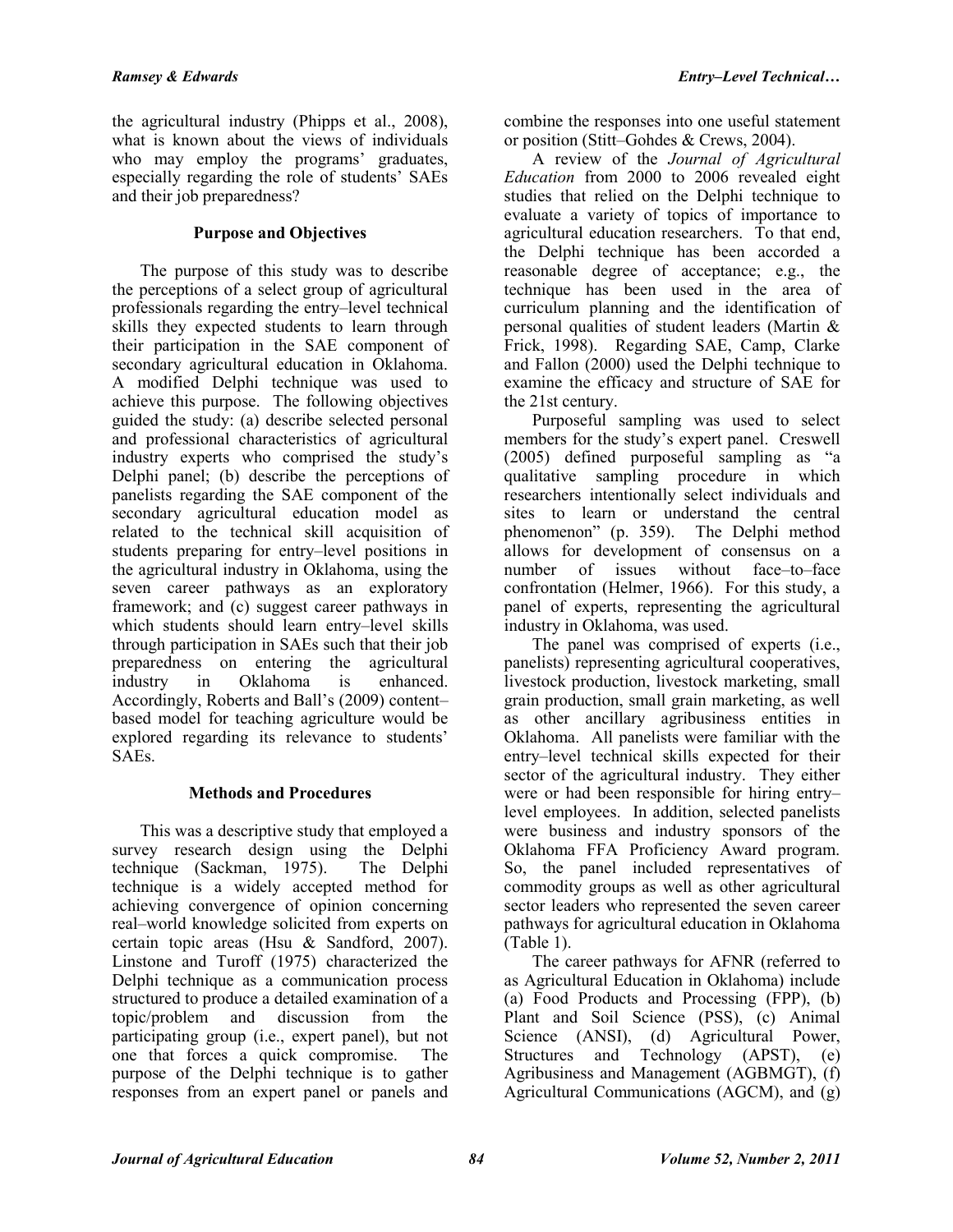the agricultural industry (Phipps et al., 2008), what is known about the views of individuals who may employ the programs' graduates, especially regarding the role of students' SAEs and their job preparedness?

## Purpose and Objectives

The purpose of this study was to describe the perceptions of a select group of agricultural professionals regarding the entry–level technical skills they expected students to learn through their participation in the SAE component of secondary agricultural education in Oklahoma. A modified Delphi technique was used to achieve this purpose. The following objectives guided the study: (a) describe selected personal and professional characteristics of agricultural industry experts who comprised the study's Delphi panel; (b) describe the perceptions of panelists regarding the SAE component of the secondary agricultural education model as related to the technical skill acquisition of students preparing for entry–level positions in the agricultural industry in Oklahoma, using the seven career pathways as an exploratory framework; and (c) suggest career pathways in which students should learn entry–level skills through participation in SAEs such that their job preparedness on entering the agricultural industry in Oklahoma is enhanced. Accordingly, Roberts and Ball's (2009) content–based model for teaching agriculture would be explored regarding its relevance to students' SAEs.

## Methods and Procedures

This was a descriptive study that employed a survey research design using the Delphi technique (Sackman, 1975). The Delphi technique is a widely accepted method for achieving convergence of opinion concerning real–world knowledge solicited from experts on certain topic areas (Hsu & Sandford, 2007). Linstone and Turoff (1975) characterized the Delphi technique as a communication process structured to produce a detailed examination of a topic/problem and discussion from the participating group (i.e., expert panel), but not one that forces a quick compromise. The purpose of the Delphi technique is to gather responses from an expert panel or panels and combine the responses into one useful statement or position (Stitt–Gohdes & Crews, 2004).

A review of the *Journal of Agricultural Education* from 2000 to 2006 revealed eight studies that relied on the Delphi technique to evaluate a variety of topics of importance to agricultural education researchers. To that end, the Delphi technique has been accorded a reasonable degree of acceptance; e.g., the technique has been used in the area of curriculum planning and the identification of personal qualities of student leaders (Martin & Frick, 1998). Regarding SAE, Camp, Clarke and Fallon (2000) used the Delphi technique to examine the efficacy and structure of SAE for the 21st century.

Purposeful sampling was used to select members for the study's expert panel. Creswell (2005) defined purposeful sampling as "a qualitative sampling procedure in which researchers intentionally select individuals and sites to learn or understand the central phenomenon" (p. 359). The Delphi method allows for development of consensus on a number of issues without face–to–face confrontation (Helmer, 1966). For this study, a panel of experts, representing the agricultural industry in Oklahoma, was used.

The panel was comprised of experts (i.e., panelists) representing agricultural cooperatives, livestock production, livestock marketing, small grain production, small grain marketing, as well as other ancillary agribusiness entities in Oklahoma. All panelists were familiar with the entry–level technical skills expected for their sector of the agricultural industry. They either were or had been responsible for hiring entry–level employees. In addition, selected panelists were business and industry sponsors of the Oklahoma FFA Proficiency Award program. So, the panel included representatives of commodity groups as well as other agricultural sector leaders who represented the seven career pathways for agricultural education in Oklahoma (Table 1).

The career pathways for AFNR (referred to as Agricultural Education in Oklahoma) include (a) Food Products and Processing (FPP), (b) Plant and Soil Science (PSS), (c) Animal Science (ANSI), (d) Agricultural Power, Structures and Technology (APST), (e) Agribusiness and Management (AGBMGT), (f) Agricultural Communications (AGCM), and (g)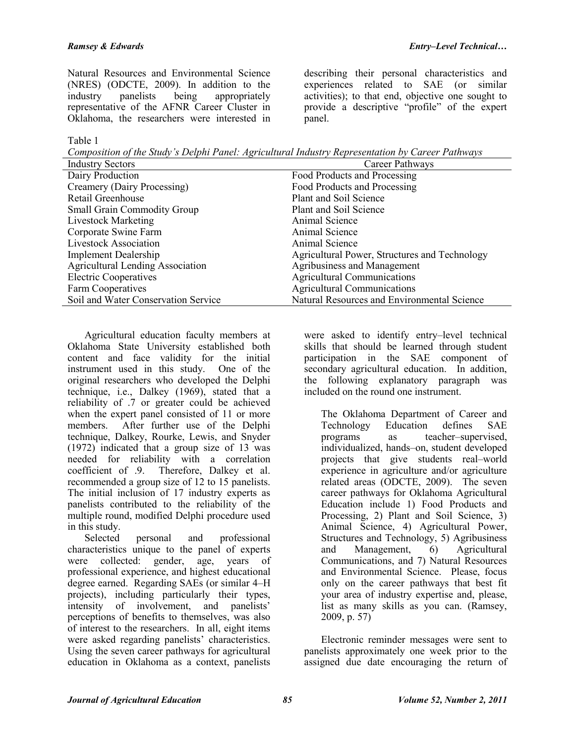Natural Resources and Environmental Science (NRES) (ODCTE, 2009). In addition to the industry panelists being appropriately representative of the AFNR Career Cluster in Oklahoma, the researchers were interested in describing their personal characteristics and experiences related to SAE (or similar activities); to that end, objective one sought to provide a descriptive "profile" of the expert panel.

Table 1

*Composition of the Study's Delphi Panel: Agricultural Industry Representation by Career Pathways*

| Industry Sectors | Career Pathways |
|---|---|
| Dairy Production | Food Products and Processing |
| Creamery (Dairy Processing) | Food Products and Processing |
| Retail Greenhouse | Plant and Soil Science |
| Small Grain Commodity Group | Plant and Soil Science |
| Livestock Marketing | Animal Science |
| Corporate Swine Farm | Animal Science |
| Livestock Association | Animal Science |
| Implement Dealership | Agricultural Power, Structures and Technology |
| Agricultural Lending Association | Agribusiness and Management |
| Electric Cooperatives | Agricultural Communications |
| Farm Cooperatives | Agricultural Communications |
| Soil and Water Conservation Service | Natural Resources and Environmental Science |

Agricultural education faculty members at Oklahoma State University established both content and face validity for the initial instrument used in this study. One of the original researchers who developed the Delphi technique, i.e., Dalkey (1969), stated that a reliability of .7 or greater could be achieved when the expert panel consisted of 11 or more members. After further use of the Delphi technique, Dalkey, Rourke, Lewis, and Snyder (1972) indicated that a group size of 13 was needed for reliability with a correlation coefficient of .9. Therefore, Dalkey et al. recommended a group size of 12 to 15 panelists. The initial inclusion of 17 industry experts as panelists contributed to the reliability of the multiple round, modified Delphi procedure used in this study.

Selected personal and professional characteristics unique to the panel of experts were collected: gender, age, years of professional experience, and highest educational degree earned. Regarding SAEs (or similar 4–H projects), including particularly their types, intensity of involvement, and panelists' perceptions of benefits to themselves, was also of interest to the researchers. In all, eight items were asked regarding panelists' characteristics. Using the seven career pathways for agricultural education in Oklahoma as a context, panelists were asked to identify entry–level technical skills that should be learned through student participation in the SAE component of secondary agricultural education. In addition, the following explanatory paragraph was included on the round one instrument.

> The Oklahoma Department of Career and Technology Education defines SAE programs as teacher–supervised, individualized, hands–on, student developed projects that give students real–world experience in agriculture and/or agriculture related areas (ODCTE, 2009). The seven career pathways for Oklahoma Agricultural Education include 1) Food Products and Processing, 2) Plant and Soil Science, 3) Animal Science, 4) Agricultural Power, Structures and Technology, 5) Agribusiness and Management, 6) Agricultural Communications, and 7) Natural Resources and Environmental Science. Please, focus only on the career pathways that best fit your area of industry expertise and, please, list as many skills as you can. (Ramsey, 2009, p. 57)

Electronic reminder messages were sent to panelists approximately one week prior to the assigned due date encouraging the return of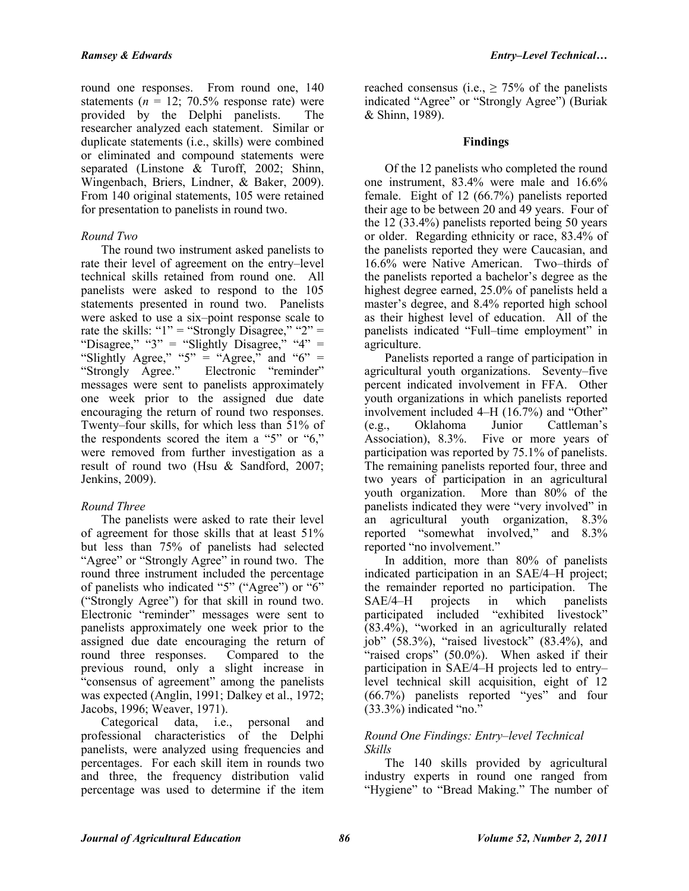round one responses. From round one, 140 statements ($n$ = 12; 70.5% response rate) were provided by the Delphi panelists. The researcher analyzed each statement. Similar or duplicate statements (i.e., skills) were combined or eliminated and compound statements were separated (Linstone & Turoff, 2002; Shinn, Wingenbach, Briers, Lindner, & Baker, 2009). From 140 original statements, 105 were retained for presentation to panelists in round two.

*Round Two*

The round two instrument asked panelists to rate their level of agreement on the entry–level technical skills retained from round one. All panelists were asked to respond to the 105 statements presented in round two. Panelists were asked to use a six–point response scale to rate the skills: "1" = "Strongly Disagree," "2" = "Disagree," "3" = "Slightly Disagree," "4" = "Slightly Agree," "5" = "Agree," and "6" = "Strongly Agree." Electronic "reminder" messages were sent to panelists approximately one week prior to the assigned due date encouraging the return of round two responses. Twenty–four skills, for which less than 51% of the respondents scored the item a "5" or "6," were removed from further investigation as a result of round two (Hsu & Sandford, 2007; Jenkins, 2009).

*Round Three*

The panelists were asked to rate their level of agreement for those skills that at least 51% but less than 75% of panelists had selected "Agree" or "Strongly Agree" in round two. The round three instrument included the percentage of panelists who indicated "5" ("Agree") or "6" ("Strongly Agree") for that skill in round two. Electronic "reminder" messages were sent to panelists approximately one week prior to the assigned due date encouraging the return of round three responses. Compared to the previous round, only a slight increase in "consensus of agreement" among the panelists was expected (Anglin, 1991; Dalkey et al., 1972; Jacobs, 1996; Weaver, 1971).

Categorical data, i.e., personal and professional characteristics of the Delphi panelists, were analyzed using frequencies and percentages. For each skill item in rounds two and three, the frequency distribution valid percentage was used to determine if the item reached consensus (i.e., ≥ 75% of the panelists indicated "Agree" or "Strongly Agree") (Buriak & Shinn, 1989).

## Findings

Of the 12 panelists who completed the round one instrument, 83.4% were male and 16.6% female. Eight of 12 (66.7%) panelists reported their age to be between 20 and 49 years. Four of the 12 (33.4%) panelists reported being 50 years or older. Regarding ethnicity or race, 83.4% of the panelists reported they were Caucasian, and 16.6% were Native American. Two–thirds of the panelists reported a bachelor's degree as the highest degree earned, 25.0% of panelists held a master's degree, and 8.4% reported high school as their highest level of education. All of the panelists indicated "Full–time employment" in agriculture.

Panelists reported a range of participation in agricultural youth organizations. Seventy–five percent indicated involvement in FFA. Other youth organizations in which panelists reported involvement included 4–H (16.7%) and "Other" (e.g., Oklahoma Junior Cattleman's Association), 8.3%. Five or more years of participation was reported by 75.1% of panelists. The remaining panelists reported four, three and two years of participation in an agricultural youth organization. More than 80% of the panelists indicated they were "very involved" in an agricultural youth organization, 8.3% reported "somewhat involved," and 8.3% reported "no involvement."

In addition, more than 80% of panelists indicated participation in an SAE/4–H project; the remainder reported no participation. The SAE/4–H projects in which panelists participated included "exhibited livestock" (83.4%), "worked in an agriculturally related job" (58.3%), "raised livestock" (83.4%), and "raised crops" (50.0%). When asked if their participation in SAE/4–H projects led to entry–level technical skill acquisition, eight of 12 (66.7%) panelists reported "yes" and four (33.3%) indicated "no."

*Round One Findings: Entry–level Technical Skills*

The 140 skills provided by agricultural industry experts in round one ranged from "Hygiene" to "Bread Making." The number of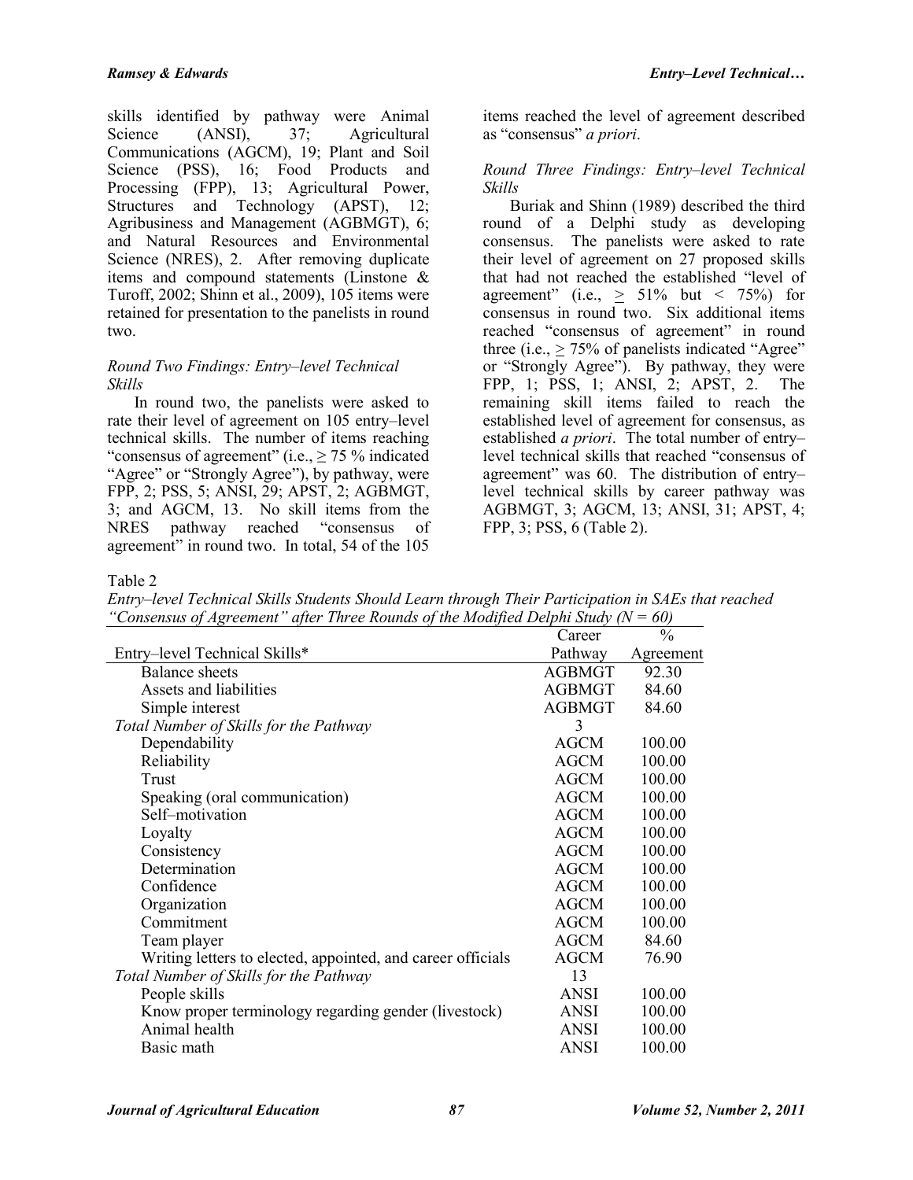skills identified by pathway were Animal Science (ANSI), 37; Agricultural Communications (AGCM), 19; Plant and Soil Science (PSS), 16; Food Products and Processing (FPP), 13; Agricultural Power, Structures and Technology (APST), 12; Agribusiness and Management (AGBMGT), 6; and Natural Resources and Environmental Science (NRES), 2. After removing duplicate items and compound statements (Linstone & Turoff, 2002; Shinn et al., 2009), 105 items were retained for presentation to the panelists in round two.

### *Round Two Findings: Entry–level Technical Skills*

In round two, the panelists were asked to rate their level of agreement on 105 entry–level technical skills. The number of items reaching "consensus of agreement" (i.e., ≥ 75 % indicated "Agree" or "Strongly Agree"), by pathway, were FPP, 2; PSS, 5; ANSI, 29; APST, 2; AGBMGT, 3; and AGCM, 13. No skill items from the NRES pathway reached "consensus of agreement" in round two. In total, 54 of the 105 items reached the level of agreement described as "consensus" *a priori*.

### *Round Three Findings: Entry–level Technical Skills*

Buriak and Shinn (1989) described the third round of a Delphi study as developing consensus. The panelists were asked to rate their level of agreement on 27 proposed skills that had not reached the established "level of agreement" (i.e., ≥ 51% but < 75%) for consensus in round two. Six additional items reached "consensus of agreement" in round three (i.e., ≥ 75% of panelists indicated "Agree" or "Strongly Agree"). By pathway, they were FPP, 1; PSS, 1; ANSI, 2; APST, 2. The remaining skill items failed to reach the established level of agreement for consensus, as established *a priori*. The total number of entry–level technical skills that reached "consensus of agreement" was 60. The distribution of entry–level technical skills by career pathway was AGBMGT, 3; AGCM, 13; ANSI, 31; APST, 4; FPP, 3; PSS, 6 (Table 2).

Table 2
*Entry–level Technical Skills Students Should Learn through Their Participation in SAEs that reached "Consensus of Agreement" after Three Rounds of the Modified Delphi Study (N = 60)*

| Entry–level Technical Skills* | Career Pathway | % Agreement |
|---|---|---|
| Balance sheets | AGBMGT | 92.30 |
| Assets and liabilities | AGBMGT | 84.60 |
| Simple interest | AGBMGT | 84.60 |
| *Total Number of Skills for the Pathway* | 3 | |
| Dependability | AGCM | 100.00 |
| Reliability | AGCM | 100.00 |
| Trust | AGCM | 100.00 |
| Speaking (oral communication) | AGCM | 100.00 |
| Self–motivation | AGCM | 100.00 |
| Loyalty | AGCM | 100.00 |
| Consistency | AGCM | 100.00 |
| Determination | AGCM | 100.00 |
| Confidence | AGCM | 100.00 |
| Organization | AGCM | 100.00 |
| Commitment | AGCM | 100.00 |
| Team player | AGCM | 84.60 |
| Writing letters to elected, appointed, and career officials | AGCM | 76.90 |
| *Total Number of Skills for the Pathway* | 13 | |
| People skills | ANSI | 100.00 |
| Know proper terminology regarding gender (livestock) | ANSI | 100.00 |
| Animal health | ANSI | 100.00 |
| Basic math | ANSI | 100.00 |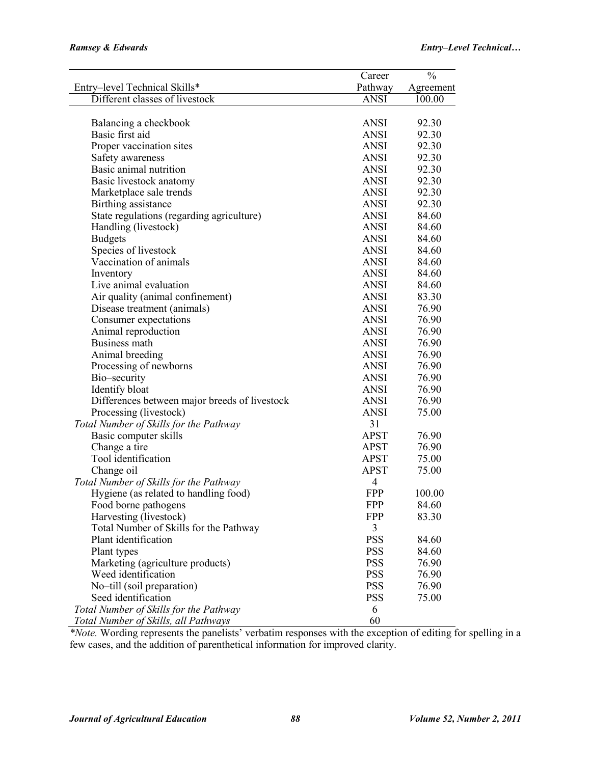| Entry–level Technical Skills* | Career Pathway | % Agreement |
|---|---|---|
| Different classes of livestock | ANSI | 100.00 |
| Balancing a checkbook | ANSI | 92.30 |
| Basic first aid | ANSI | 92.30 |
| Proper vaccination sites | ANSI | 92.30 |
| Safety awareness | ANSI | 92.30 |
| Basic animal nutrition | ANSI | 92.30 |
| Basic livestock anatomy | ANSI | 92.30 |
| Marketplace sale trends | ANSI | 92.30 |
| Birthing assistance | ANSI | 92.30 |
| State regulations (regarding agriculture) | ANSI | 84.60 |
| Handling (livestock) | ANSI | 84.60 |
| Budgets | ANSI | 84.60 |
| Species of livestock | ANSI | 84.60 |
| Vaccination of animals | ANSI | 84.60 |
| Inventory | ANSI | 84.60 |
| Live animal evaluation | ANSI | 84.60 |
| Air quality (animal confinement) | ANSI | 83.30 |
| Disease treatment (animals) | ANSI | 76.90 |
| Consumer expectations | ANSI | 76.90 |
| Animal reproduction | ANSI | 76.90 |
| Business math | ANSI | 76.90 |
| Animal breeding | ANSI | 76.90 |
| Processing of newborns | ANSI | 76.90 |
| Bio–security | ANSI | 76.90 |
| Identify bloat | ANSI | 76.90 |
| Differences between major breeds of livestock | ANSI | 76.90 |
| Processing (livestock) | ANSI | 75.00 |
| *Total Number of Skills for the Pathway* | 31 | |
| Basic computer skills | APST | 76.90 |
| Change a tire | APST | 76.90 |
| Tool identification | APST | 75.00 |
| Change oil | APST | 75.00 |
| *Total Number of Skills for the Pathway* | 4 | |
| Hygiene (as related to handling food) | FPP | 100.00 |
| Food borne pathogens | FPP | 84.60 |
| Harvesting (livestock) | FPP | 83.30 |
| Total Number of Skills for the Pathway | 3 | |
| Plant identification | PSS | 84.60 |
| Plant types | PSS | 84.60 |
| Marketing (agriculture products) | PSS | 76.90 |
| Weed identification | PSS | 76.90 |
| No–till (soil preparation) | PSS | 76.90 |
| Seed identification | PSS | 75.00 |
| *Total Number of Skills for the Pathway* | 6 | |
| *Total Number of Skills, all Pathways* | 60 | |

*\*Note.* Wording represents the panelists' verbatim responses with the exception of editing for spelling in a few cases, and the addition of parenthetical information for improved clarity.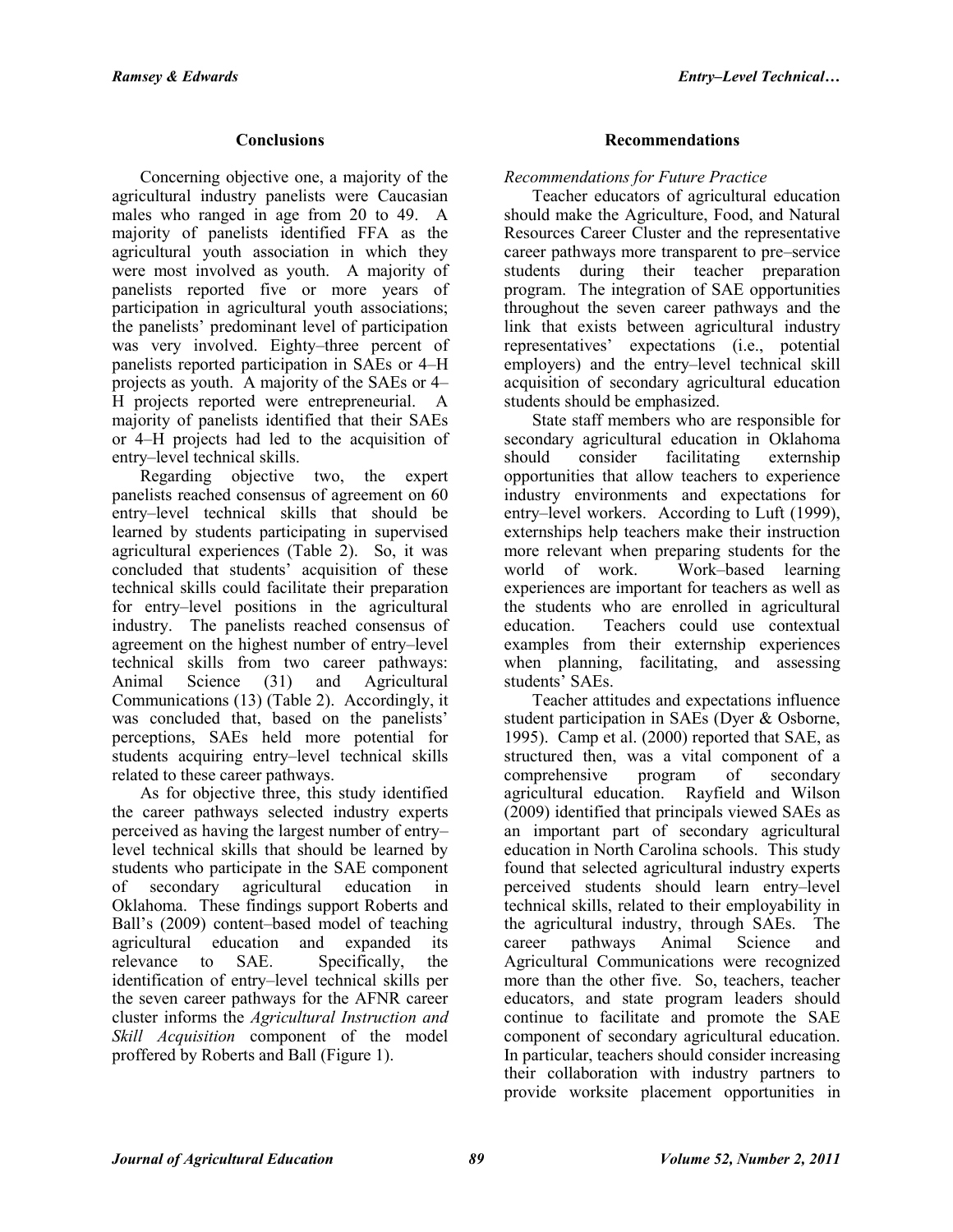## Conclusions

Concerning objective one, a majority of the agricultural industry panelists were Caucasian males who ranged in age from 20 to 49. A majority of panelists identified FFA as the agricultural youth association in which they were most involved as youth. A majority of panelists reported five or more years of participation in agricultural youth associations; the panelists' predominant level of participation was very involved. Eighty–three percent of panelists reported participation in SAEs or 4–H projects as youth. A majority of the SAEs or 4–H projects reported were entrepreneurial. A majority of panelists identified that their SAEs or 4–H projects had led to the acquisition of entry–level technical skills.

Regarding objective two, the expert panelists reached consensus of agreement on 60 entry–level technical skills that should be learned by students participating in supervised agricultural experiences (Table 2). So, it was concluded that students' acquisition of these technical skills could facilitate their preparation for entry–level positions in the agricultural industry. The panelists reached consensus of agreement on the highest number of entry–level technical skills from two career pathways: Animal Science (31) and Agricultural Communications (13) (Table 2). Accordingly, it was concluded that, based on the panelists' perceptions, SAEs held more potential for students acquiring entry–level technical skills related to these career pathways.

As for objective three, this study identified the career pathways selected industry experts perceived as having the largest number of entry–level technical skills that should be learned by students who participate in the SAE component of secondary agricultural education in Oklahoma. These findings support Roberts and Ball's (2009) content–based model of teaching agricultural education and expanded its relevance to SAE. Specifically, the identification of entry–level technical skills per the seven career pathways for the AFNR career cluster informs the *Agricultural Instruction and Skill Acquisition* component of the model proffered by Roberts and Ball (Figure 1).

## Recommendations

*Recommendations for Future Practice*

Teacher educators of agricultural education should make the Agriculture, Food, and Natural Resources Career Cluster and the representative career pathways more transparent to pre–service students during their teacher preparation program. The integration of SAE opportunities throughout the seven career pathways and the link that exists between agricultural industry representatives' expectations (i.e., potential employers) and the entry–level technical skill acquisition of secondary agricultural education students should be emphasized.

State staff members who are responsible for secondary agricultural education in Oklahoma should consider facilitating externship opportunities that allow teachers to experience industry environments and expectations for entry–level workers. According to Luft (1999), externships help teachers make their instruction more relevant when preparing students for the world of work. Work–based learning experiences are important for teachers as well as the students who are enrolled in agricultural education. Teachers could use contextual examples from their externship experiences when planning, facilitating, and assessing students' SAEs.

Teacher attitudes and expectations influence student participation in SAEs (Dyer & Osborne, 1995). Camp et al. (2000) reported that SAE, as structured then, was a vital component of a comprehensive program of secondary agricultural education. Rayfield and Wilson (2009) identified that principals viewed SAEs as an important part of secondary agricultural education in North Carolina schools. This study found that selected agricultural industry experts perceived students should learn entry–level technical skills, related to their employability in the agricultural industry, through SAEs. The career pathways Animal Science and Agricultural Communications were recognized more than the other five. So, teachers, teacher educators, and state program leaders should continue to facilitate and promote the SAE component of secondary agricultural education. In particular, teachers should consider increasing their collaboration with industry partners to provide worksite placement opportunities in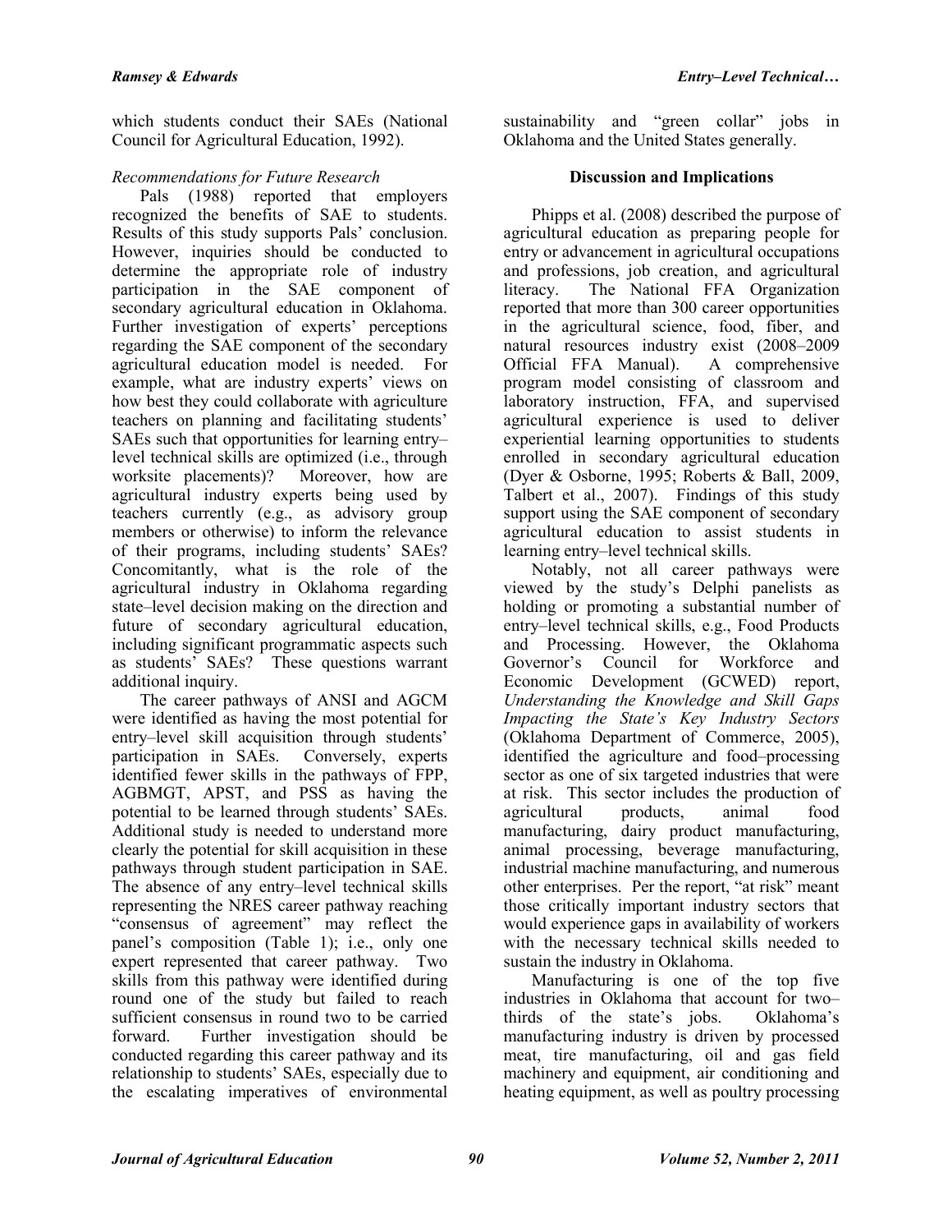which students conduct their SAEs (National Council for Agricultural Education, 1992).

### *Recommendations for Future Research*

Pals (1988) reported that employers recognized the benefits of SAE to students. Results of this study supports Pals' conclusion. However, inquiries should be conducted to determine the appropriate role of industry participation in the SAE component of secondary agricultural education in Oklahoma. Further investigation of experts' perceptions regarding the SAE component of the secondary agricultural education model is needed. For example, what are industry experts' views on how best they could collaborate with agriculture teachers on planning and facilitating students' SAEs such that opportunities for learning entry–level technical skills are optimized (i.e., through worksite placements)? Moreover, how are agricultural industry experts being used by teachers currently (e.g., as advisory group members or otherwise) to inform the relevance of their programs, including students' SAEs? Concomitantly, what is the role of the agricultural industry in Oklahoma regarding state–level decision making on the direction and future of secondary agricultural education, including significant programmatic aspects such as students' SAEs? These questions warrant additional inquiry.

The career pathways of ANSI and AGCM were identified as having the most potential for entry–level skill acquisition through students' participation in SAEs. Conversely, experts identified fewer skills in the pathways of FPP, AGBMGT, APST, and PSS as having the potential to be learned through students' SAEs. Additional study is needed to understand more clearly the potential for skill acquisition in these pathways through student participation in SAE. The absence of any entry–level technical skills representing the NRES career pathway reaching "consensus of agreement" may reflect the panel's composition (Table 1); i.e., only one expert represented that career pathway. Two skills from this pathway were identified during round one of the study but failed to reach sufficient consensus in round two to be carried forward. Further investigation should be conducted regarding this career pathway and its relationship to students' SAEs, especially due to the escalating imperatives of environmental sustainability and "green collar" jobs in Oklahoma and the United States generally.

## Discussion and Implications

Phipps et al. (2008) described the purpose of agricultural education as preparing people for entry or advancement in agricultural occupations and professions, job creation, and agricultural literacy. The National FFA Organization reported that more than 300 career opportunities in the agricultural science, food, fiber, and natural resources industry exist (2008–2009 Official FFA Manual). A comprehensive program model consisting of classroom and laboratory instruction, FFA, and supervised agricultural experience is used to deliver experiential learning opportunities to students enrolled in secondary agricultural education (Dyer & Osborne, 1995; Roberts & Ball, 2009, Talbert et al., 2007). Findings of this study support using the SAE component of secondary agricultural education to assist students in learning entry–level technical skills.

Notably, not all career pathways were viewed by the study's Delphi panelists as holding or promoting a substantial number of entry–level technical skills, e.g., Food Products and Processing. However, the Oklahoma Governor's Council for Workforce and Economic Development (GCWED) report, *Understanding the Knowledge and Skill Gaps Impacting the State's Key Industry Sectors* (Oklahoma Department of Commerce, 2005), identified the agriculture and food–processing sector as one of six targeted industries that were at risk. This sector includes the production of agricultural products, animal food manufacturing, dairy product manufacturing, animal processing, beverage manufacturing, industrial machine manufacturing, and numerous other enterprises. Per the report, "at risk" meant those critically important industry sectors that would experience gaps in availability of workers with the necessary technical skills needed to sustain the industry in Oklahoma.

Manufacturing is one of the top five industries in Oklahoma that account for two–thirds of the state's jobs. Oklahoma's manufacturing industry is driven by processed meat, tire manufacturing, oil and gas field machinery and equipment, air conditioning and heating equipment, as well as poultry processing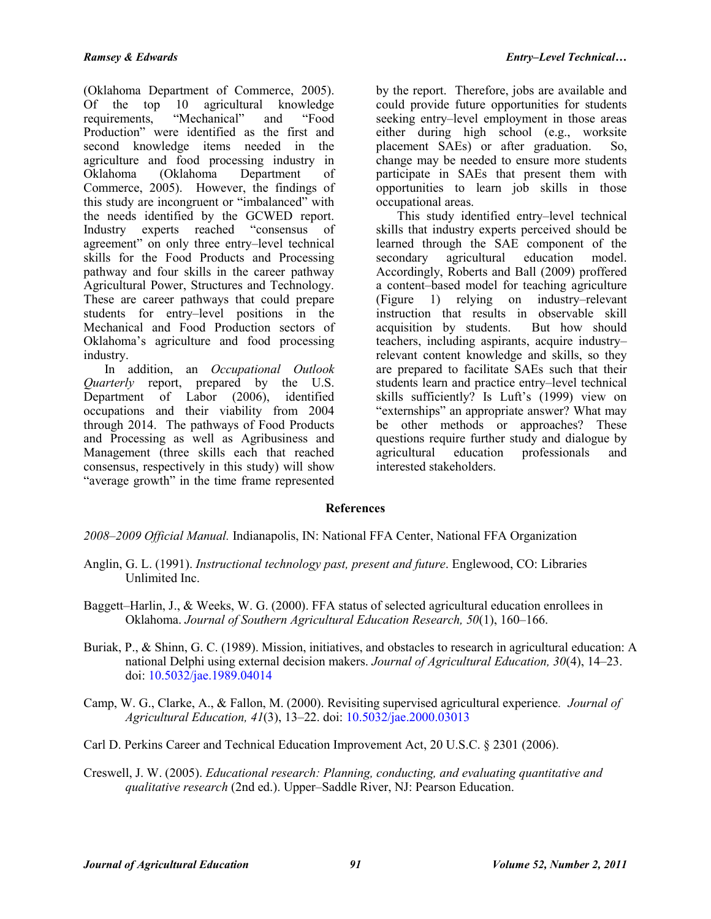(Oklahoma Department of Commerce, 2005). Of the top 10 agricultural knowledge requirements, "Mechanical" and "Food Production" were identified as the first and second knowledge items needed in the agriculture and food processing industry in Oklahoma (Oklahoma Department of Commerce, 2005). However, the findings of this study are incongruent or "imbalanced" with the needs identified by the GCWED report. Industry experts reached "consensus of agreement" on only three entry–level technical skills for the Food Products and Processing pathway and four skills in the career pathway Agricultural Power, Structures and Technology. These are career pathways that could prepare students for entry–level positions in the Mechanical and Food Production sectors of Oklahoma's agriculture and food processing industry.

In addition, an *Occupational Outlook Quarterly* report, prepared by the U.S. Department of Labor (2006), identified occupations and their viability from 2004 through 2014. The pathways of Food Products and Processing as well as Agribusiness and Management (three skills each that reached consensus, respectively in this study) will show "average growth" in the time frame represented by the report. Therefore, jobs are available and could provide future opportunities for students seeking entry–level employment in those areas either during high school (e.g., worksite placement SAEs) or after graduation. So, change may be needed to ensure more students participate in SAEs that present them with opportunities to learn job skills in those occupational areas.

This study identified entry–level technical skills that industry experts perceived should be learned through the SAE component of the secondary agricultural education model. Accordingly, Roberts and Ball (2009) proffered a content–based model for teaching agriculture (Figure 1) relying on industry–relevant instruction that results in observable skill acquisition by students. But how should teachers, including aspirants, acquire industry–relevant content knowledge and skills, so they are prepared to facilitate SAEs such that their students learn and practice entry–level technical skills sufficiently? Is Luft's (1999) view on "externships" an appropriate answer? What may be other methods or approaches? These questions require further study and dialogue by agricultural education professionals and interested stakeholders.

## References

*2008–2009 Official Manual.* Indianapolis, IN: National FFA Center, National FFA Organization

Anglin, G. L. (1991). *Instructional technology past, present and future*. Englewood, CO: Libraries Unlimited Inc.

Baggett–Harlin, J., & Weeks, W. G. (2000). FFA status of selected agricultural education enrollees in Oklahoma. *Journal of Southern Agricultural Education Research, 50*(1), 160–166.

Buriak, P., & Shinn, G. C. (1989). Mission, initiatives, and obstacles to research in agricultural education: A national Delphi using external decision makers. *Journal of Agricultural Education, 30*(4), 14–23. doi: 10.5032/jae.1989.04014

Camp, W. G., Clarke, A., & Fallon, M. (2000). Revisiting supervised agricultural experience. *Journal of Agricultural Education, 41*(3), 13–22. doi: 10.5032/jae.2000.03013

Carl D. Perkins Career and Technical Education Improvement Act, 20 U.S.C. § 2301 (2006).

Creswell, J. W. (2005). *Educational research: Planning, conducting, and evaluating quantitative and qualitative research* (2nd ed.). Upper–Saddle River, NJ: Pearson Education.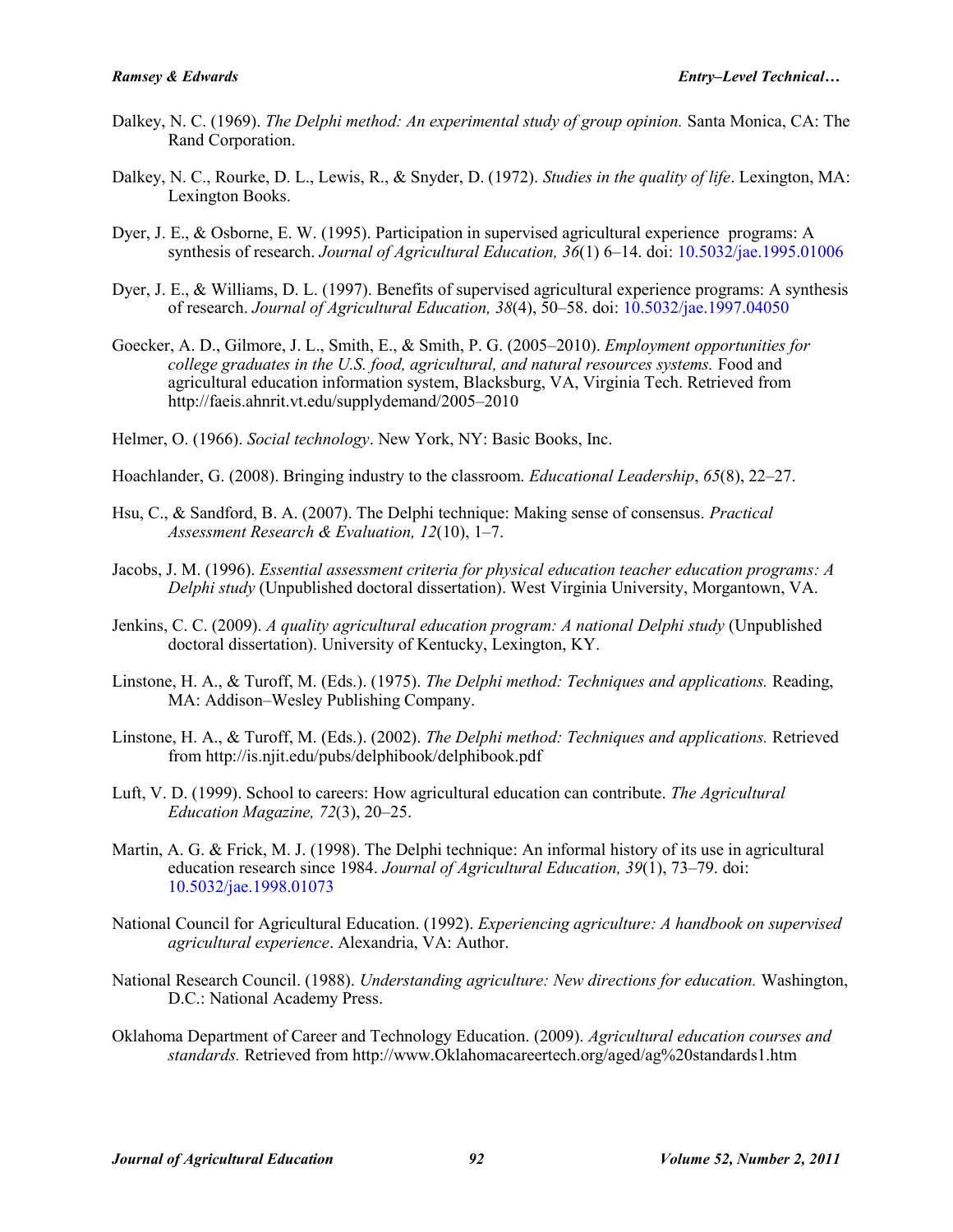Dalkey, N. C. (1969). *The Delphi method: An experimental study of group opinion.* Santa Monica, CA: The Rand Corporation.

Dalkey, N. C., Rourke, D. L., Lewis, R., & Snyder, D. (1972). *Studies in the quality of life*. Lexington, MA: Lexington Books.

Dyer, J. E., & Osborne, E. W. (1995). Participation in supervised agricultural experience programs: A synthesis of research. *Journal of Agricultural Education, 36*(1) 6–14. doi: 10.5032/jae.1995.01006

Dyer, J. E., & Williams, D. L. (1997). Benefits of supervised agricultural experience programs: A synthesis of research. *Journal of Agricultural Education, 38*(4), 50–58. doi: 10.5032/jae.1997.04050

Goecker, A. D., Gilmore, J. L., Smith, E., & Smith, P. G. (2005–2010). *Employment opportunities for college graduates in the U.S. food, agricultural, and natural resources systems.* Food and agricultural education information system, Blacksburg, VA, Virginia Tech. Retrieved from http://faeis.ahnrit.vt.edu/supplydemand/2005–2010

Helmer, O. (1966). *Social technology*. New York, NY: Basic Books, Inc.

Hoachlander, G. (2008). Bringing industry to the classroom. *Educational Leadership*, *65*(8), 22–27.

Hsu, C., & Sandford, B. A. (2007). The Delphi technique: Making sense of consensus. *Practical Assessment Research & Evaluation, 12*(10), 1–7.

Jacobs, J. M. (1996). *Essential assessment criteria for physical education teacher education programs: A Delphi study* (Unpublished doctoral dissertation). West Virginia University, Morgantown, VA.

Jenkins, C. C. (2009). *A quality agricultural education program: A national Delphi study* (Unpublished doctoral dissertation). University of Kentucky, Lexington, KY.

Linstone, H. A., & Turoff, M. (Eds.). (1975). *The Delphi method: Techniques and applications.* Reading, MA: Addison–Wesley Publishing Company.

Linstone, H. A., & Turoff, M. (Eds.). (2002). *The Delphi method: Techniques and applications.* Retrieved from http://is.njit.edu/pubs/delphibook/delphibook.pdf

Luft, V. D. (1999). School to careers: How agricultural education can contribute. *The Agricultural Education Magazine, 72*(3), 20–25.

Martin, A. G. & Frick, M. J. (1998). The Delphi technique: An informal history of its use in agricultural education research since 1984. *Journal of Agricultural Education, 39*(1), 73–79. doi: 10.5032/jae.1998.01073

National Council for Agricultural Education. (1992). *Experiencing agriculture: A handbook on supervised agricultural experience*. Alexandria, VA: Author.

National Research Council. (1988). *Understanding agriculture: New directions for education.* Washington, D.C.: National Academy Press.

Oklahoma Department of Career and Technology Education. (2009). *Agricultural education courses and standards.* Retrieved from http://www.Oklahomacareertech.org/aged/ag%20standards1.htm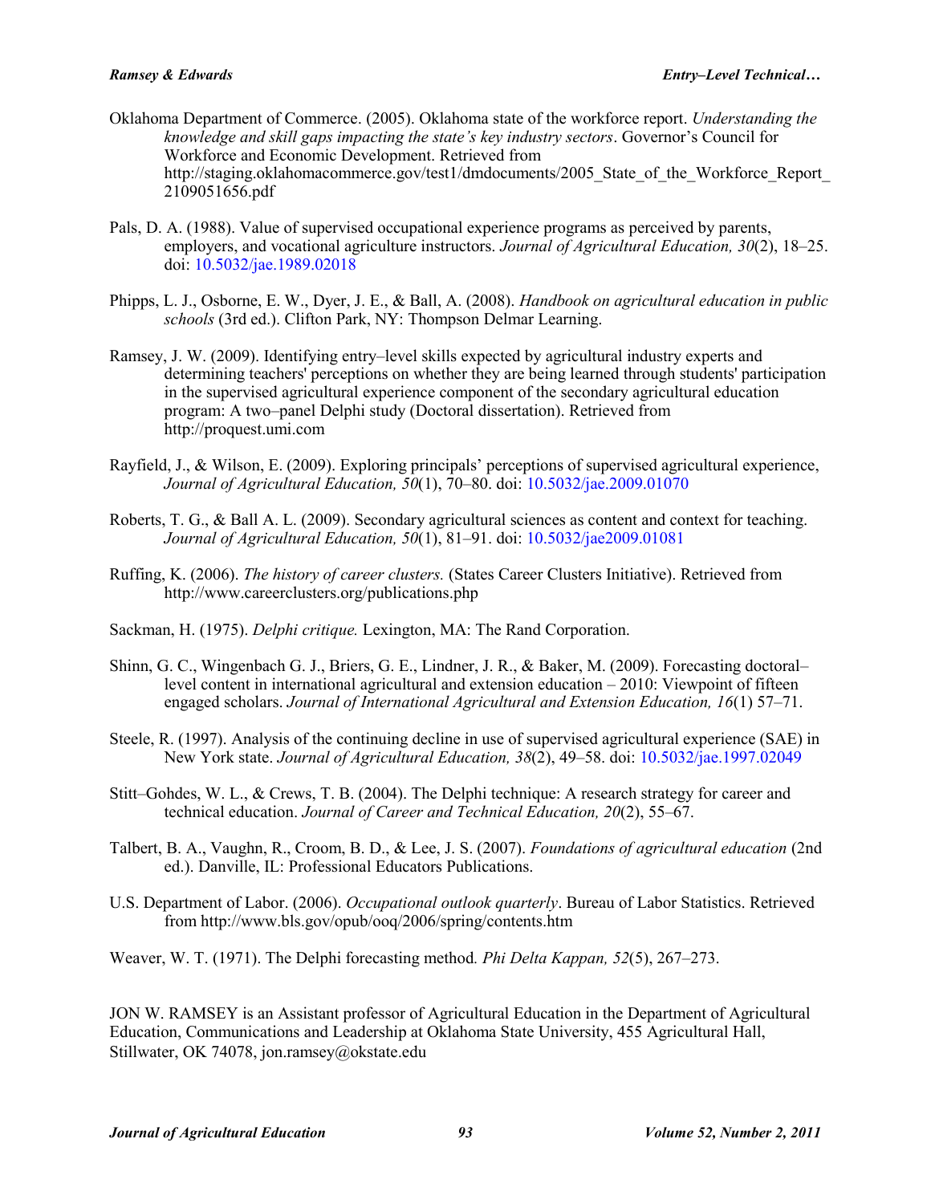Oklahoma Department of Commerce. (2005). Oklahoma state of the workforce report. *Understanding the knowledge and skill gaps impacting the state's key industry sectors*. Governor's Council for Workforce and Economic Development. Retrieved from http://staging.oklahomacommerce.gov/test1/dmdocuments/2005_State_of_the_Workforce_Report_2109051656.pdf

Pals, D. A. (1988). Value of supervised occupational experience programs as perceived by parents, employers, and vocational agriculture instructors. *Journal of Agricultural Education, 30*(2), 18–25. doi: 10.5032/jae.1989.02018

Phipps, L. J., Osborne, E. W., Dyer, J. E., & Ball, A. (2008). *Handbook on agricultural education in public schools* (3rd ed.). Clifton Park, NY: Thompson Delmar Learning.

Ramsey, J. W. (2009). Identifying entry–level skills expected by agricultural industry experts and determining teachers' perceptions on whether they are being learned through students' participation in the supervised agricultural experience component of the secondary agricultural education program: A two–panel Delphi study (Doctoral dissertation). Retrieved from http://proquest.umi.com

Rayfield, J., & Wilson, E. (2009). Exploring principals' perceptions of supervised agricultural experience, *Journal of Agricultural Education, 50*(1), 70–80. doi: 10.5032/jae.2009.01070

Roberts, T. G., & Ball A. L. (2009). Secondary agricultural sciences as content and context for teaching. *Journal of Agricultural Education, 50*(1), 81–91. doi: 10.5032/jae2009.01081

Ruffing, K. (2006). *The history of career clusters.* (States Career Clusters Initiative). Retrieved from http://www.careerclusters.org/publications.php

Sackman, H. (1975). *Delphi critique.* Lexington, MA: The Rand Corporation.

Shinn, G. C., Wingenbach G. J., Briers, G. E., Lindner, J. R., & Baker, M. (2009). Forecasting doctoral–level content in international agricultural and extension education – 2010: Viewpoint of fifteen engaged scholars. *Journal of International Agricultural and Extension Education, 16*(1) 57–71.

Steele, R. (1997). Analysis of the continuing decline in use of supervised agricultural experience (SAE) in New York state. *Journal of Agricultural Education, 38*(2), 49–58. doi: 10.5032/jae.1997.02049

Stitt–Gohdes, W. L., & Crews, T. B. (2004). The Delphi technique: A research strategy for career and technical education. *Journal of Career and Technical Education, 20*(2), 55–67.

Talbert, B. A., Vaughn, R., Croom, B. D., & Lee, J. S. (2007). *Foundations of agricultural education* (2nd ed.). Danville, IL: Professional Educators Publications.

U.S. Department of Labor. (2006). *Occupational outlook quarterly*. Bureau of Labor Statistics. Retrieved from http://www.bls.gov/opub/ooq/2006/spring/contents.htm

Weaver, W. T. (1971). The Delphi forecasting method. *Phi Delta Kappan, 52*(5), 267–273.

JON W. RAMSEY is an Assistant professor of Agricultural Education in the Department of Agricultural Education, Communications and Leadership at Oklahoma State University, 455 Agricultural Hall, Stillwater, OK 74078, jon.ramsey@okstate.edu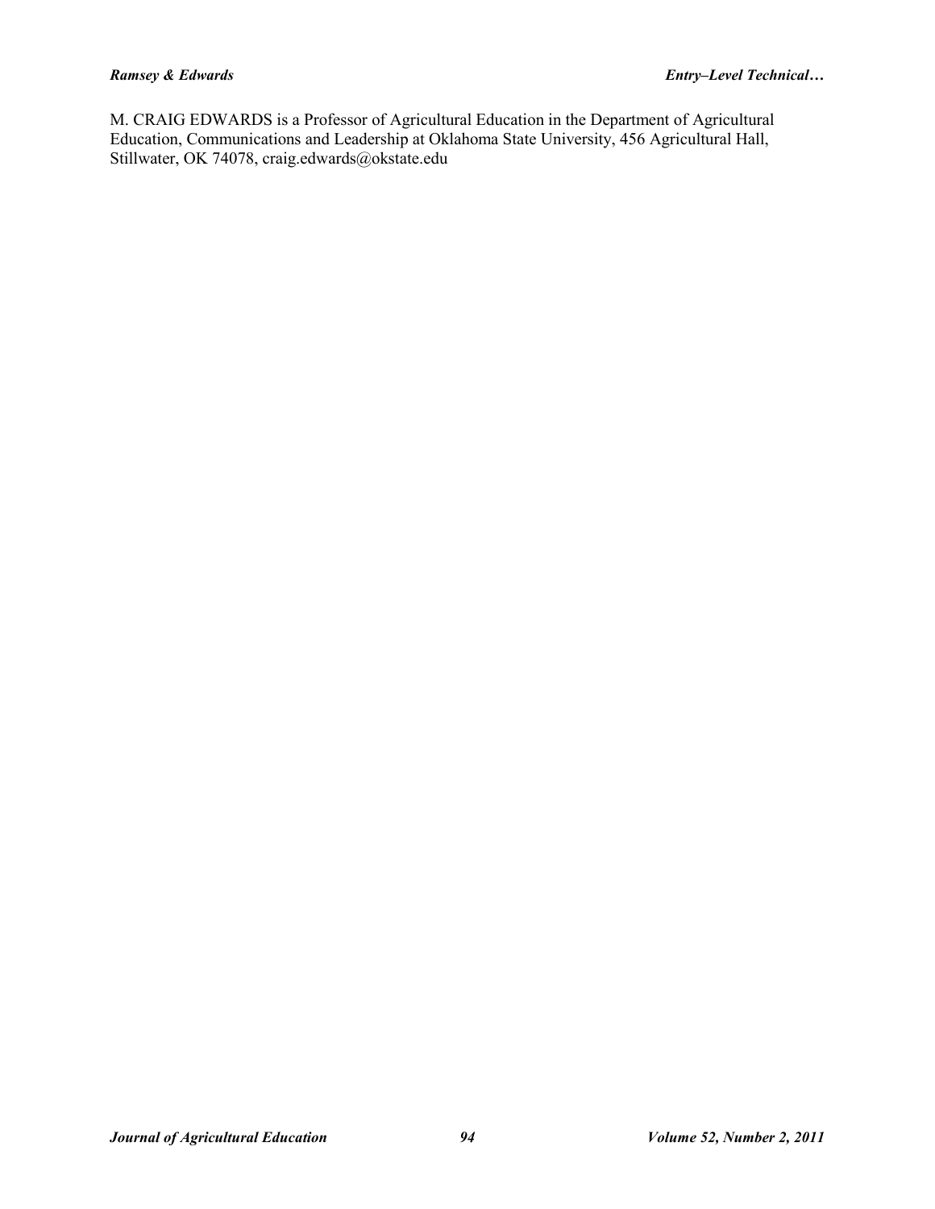M. CRAIG EDWARDS is a Professor of Agricultural Education in the Department of Agricultural Education, Communications and Leadership at Oklahoma State University, 456 Agricultural Hall, Stillwater, OK 74078, craig.edwards@okstate.edu